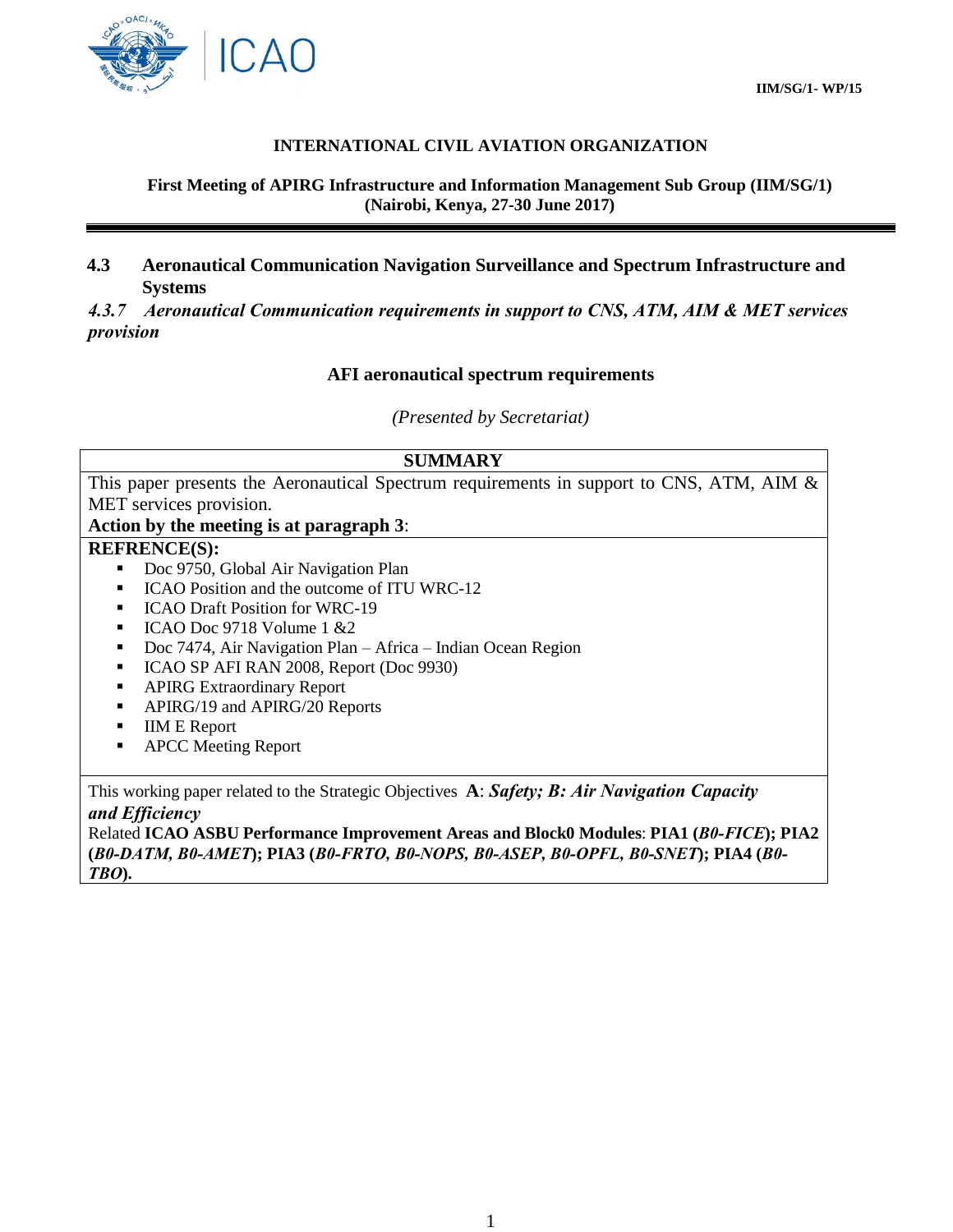**IIM/SG/1- WP/15**

**INTERNATIONAL CIVIL AVIATION ORGANIZATION**

**First Meeting of APIRG Infrastructure and Information Management Sub Group (IIM/SG/1)**
**(Nairobi, Kenya, 27-30 June 2017)**

---

## 4.3 Aeronautical Communication Navigation Surveillance and Spectrum Infrastructure and Systems

***4.3.7 Aeronautical Communication requirements in support to CNS, ATM, AIM & MET services provision***

### AFI aeronautical spectrum requirements

*(Presented by Secretariat)*

| **SUMMARY** |
|---|
| This paper presents the Aeronautical Spectrum requirements in support to CNS, ATM, AIM & MET services provision.<br>**Action by the meeting is at paragraph 3**: |
| **REFRENCE(S):**<br>▪ Doc 9750, Global Air Navigation Plan<br>▪ ICAO Position and the outcome of ITU WRC-12<br>▪ ICAO Draft Position for WRC-19<br>▪ ICAO Doc 9718 Volume 1 &2<br>▪ Doc 7474, Air Navigation Plan – Africa – Indian Ocean Region<br>▪ ICAO SP AFI RAN 2008, Report (Doc 9930)<br>▪ APIRG Extraordinary Report<br>▪ APIRG/19 and APIRG/20 Reports<br>▪ IIM E Report<br>▪ APCC Meeting Report |
| This working paper related to the Strategic Objectives **A**: ***Safety; B: Air Navigation Capacity and Efficiency***<br>Related **ICAO ASBU Performance Improvement Areas and Block0 Modules**: **PIA1 (*B0-FICE*); PIA2 (*B0-DATM, B0-AMET*); PIA3 (*B0-FRTO, B0-NOPS, B0-ASEP, B0-OPFL, B0-SNET*); PIA4 (*B0-TBO*).** |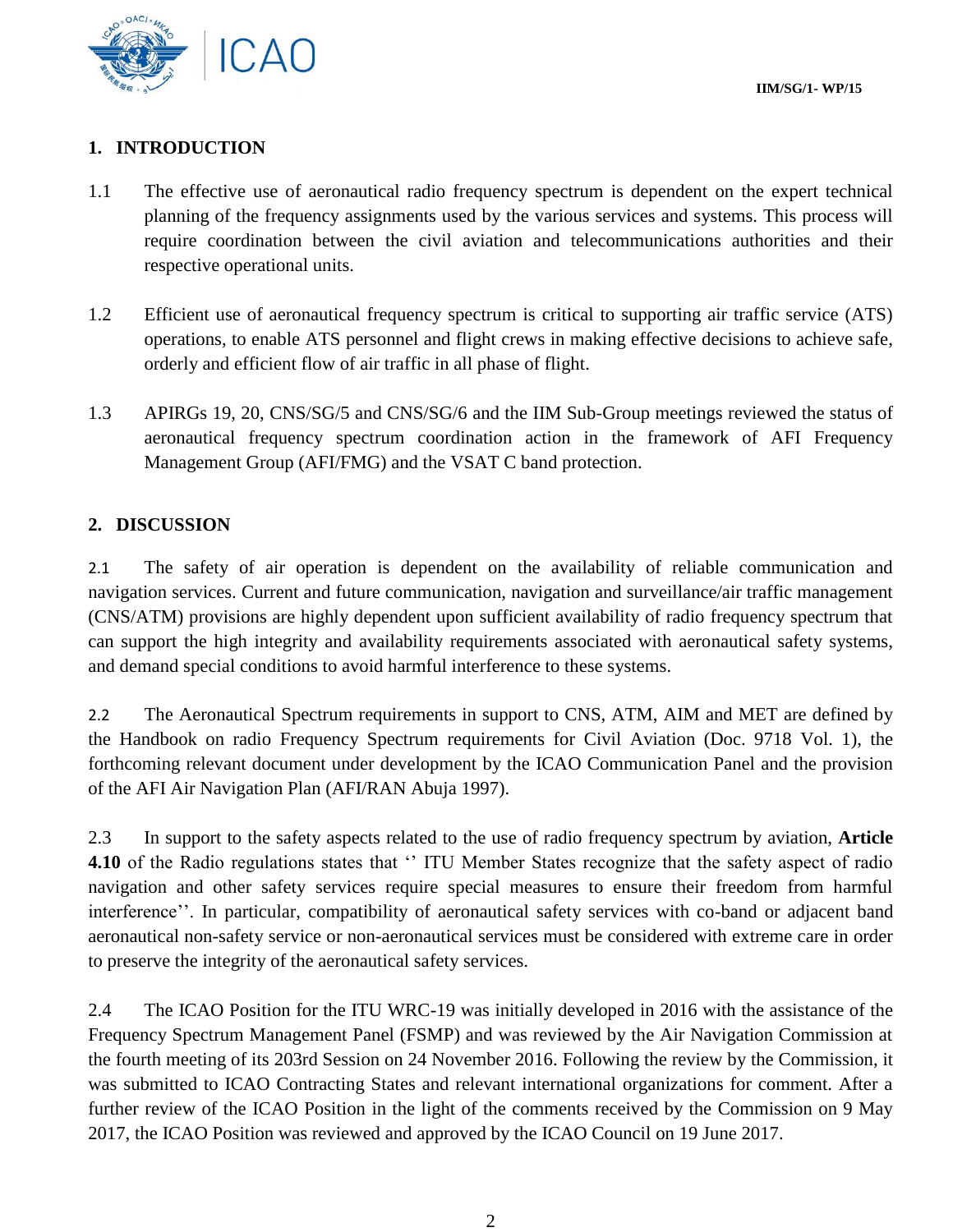## 1. INTRODUCTION

1.1 The effective use of aeronautical radio frequency spectrum is dependent on the expert technical planning of the frequency assignments used by the various services and systems. This process will require coordination between the civil aviation and telecommunications authorities and their respective operational units.

1.2 Efficient use of aeronautical frequency spectrum is critical to supporting air traffic service (ATS) operations, to enable ATS personnel and flight crews in making effective decisions to achieve safe, orderly and efficient flow of air traffic in all phase of flight.

1.3 APIRGs 19, 20, CNS/SG/5 and CNS/SG/6 and the IIM Sub-Group meetings reviewed the status of aeronautical frequency spectrum coordination action in the framework of AFI Frequency Management Group (AFI/FMG) and the VSAT C band protection.

## 2. DISCUSSION

2.1 The safety of air operation is dependent on the availability of reliable communication and navigation services. Current and future communication, navigation and surveillance/air traffic management (CNS/ATM) provisions are highly dependent upon sufficient availability of radio frequency spectrum that can support the high integrity and availability requirements associated with aeronautical safety systems, and demand special conditions to avoid harmful interference to these systems.

2.2 The Aeronautical Spectrum requirements in support to CNS, ATM, AIM and MET are defined by the Handbook on radio Frequency Spectrum requirements for Civil Aviation (Doc. 9718 Vol. 1), the forthcoming relevant document under development by the ICAO Communication Panel and the provision of the AFI Air Navigation Plan (AFI/RAN Abuja 1997).

2.3 In support to the safety aspects related to the use of radio frequency spectrum by aviation, **Article 4.10** of the Radio regulations states that '' ITU Member States recognize that the safety aspect of radio navigation and other safety services require special measures to ensure their freedom from harmful interference''. In particular, compatibility of aeronautical safety services with co-band or adjacent band aeronautical non-safety service or non-aeronautical services must be considered with extreme care in order to preserve the integrity of the aeronautical safety services.

2.4 The ICAO Position for the ITU WRC-19 was initially developed in 2016 with the assistance of the Frequency Spectrum Management Panel (FSMP) and was reviewed by the Air Navigation Commission at the fourth meeting of its 203rd Session on 24 November 2016. Following the review by the Commission, it was submitted to ICAO Contracting States and relevant international organizations for comment. After a further review of the ICAO Position in the light of the comments received by the Commission on 9 May 2017, the ICAO Position was reviewed and approved by the ICAO Council on 19 June 2017.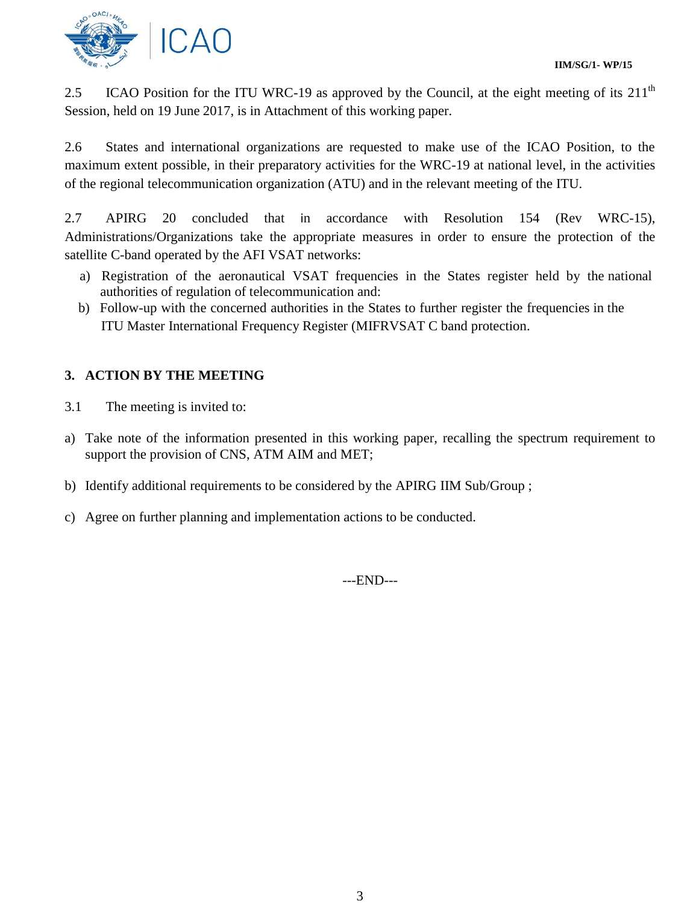2.5 ICAO Position for the ITU WRC-19 as approved by the Council, at the eight meeting of its 211th Session, held on 19 June 2017, is in Attachment of this working paper.

2.6 States and international organizations are requested to make use of the ICAO Position, to the maximum extent possible, in their preparatory activities for the WRC-19 at national level, in the activities of the regional telecommunication organization (ATU) and in the relevant meeting of the ITU.

2.7 APIRG 20 concluded that in accordance with Resolution 154 (Rev WRC-15), Administrations/Organizations take the appropriate measures in order to ensure the protection of the satellite C-band operated by the AFI VSAT networks:

a) Registration of the aeronautical VSAT frequencies in the States register held by the national authorities of regulation of telecommunication and:
b) Follow-up with the concerned authorities in the States to further register the frequencies in the ITU Master International Frequency Register (MIFRVSAT C band protection.

## 3. ACTION BY THE MEETING

3.1 The meeting is invited to:

a) Take note of the information presented in this working paper, recalling the spectrum requirement to support the provision of CNS, ATM AIM and MET;

b) Identify additional requirements to be considered by the APIRG IIM Sub/Group ;

c) Agree on further planning and implementation actions to be conducted.

---END---